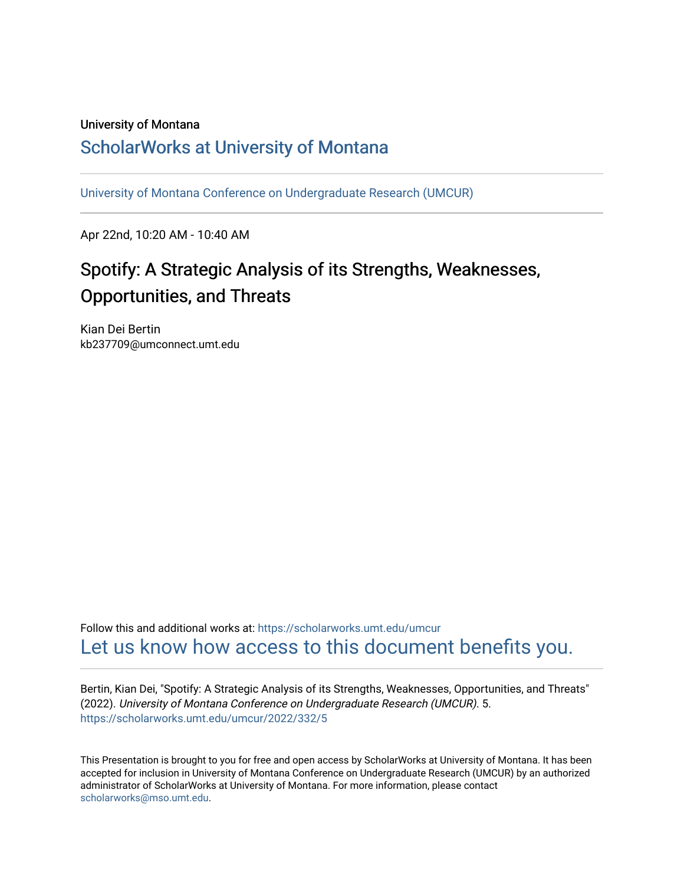University of Montana

## ScholarWorks at University of Montana

University of Montana Conference on Undergraduate Research (UMCUR)

Apr 22nd, 10:20 AM - 10:40 AM

# Spotify: A Strategic Analysis of its Strengths, Weaknesses, Opportunities, and Threats

Kian Dei Bertin
kb237709@umconnect.umt.edu

Follow this and additional works at: https://scholarworks.umt.edu/umcur

Let us know how access to this document benefits you.

Bertin, Kian Dei, "Spotify: A Strategic Analysis of its Strengths, Weaknesses, Opportunities, and Threats" (2022). *University of Montana Conference on Undergraduate Research (UMCUR)*. 5.
https://scholarworks.umt.edu/umcur/2022/332/5

This Presentation is brought to you for free and open access by ScholarWorks at University of Montana. It has been accepted for inclusion in University of Montana Conference on Undergraduate Research (UMCUR) by an authorized administrator of ScholarWorks at University of Montana. For more information, please contact scholarworks@mso.umt.edu.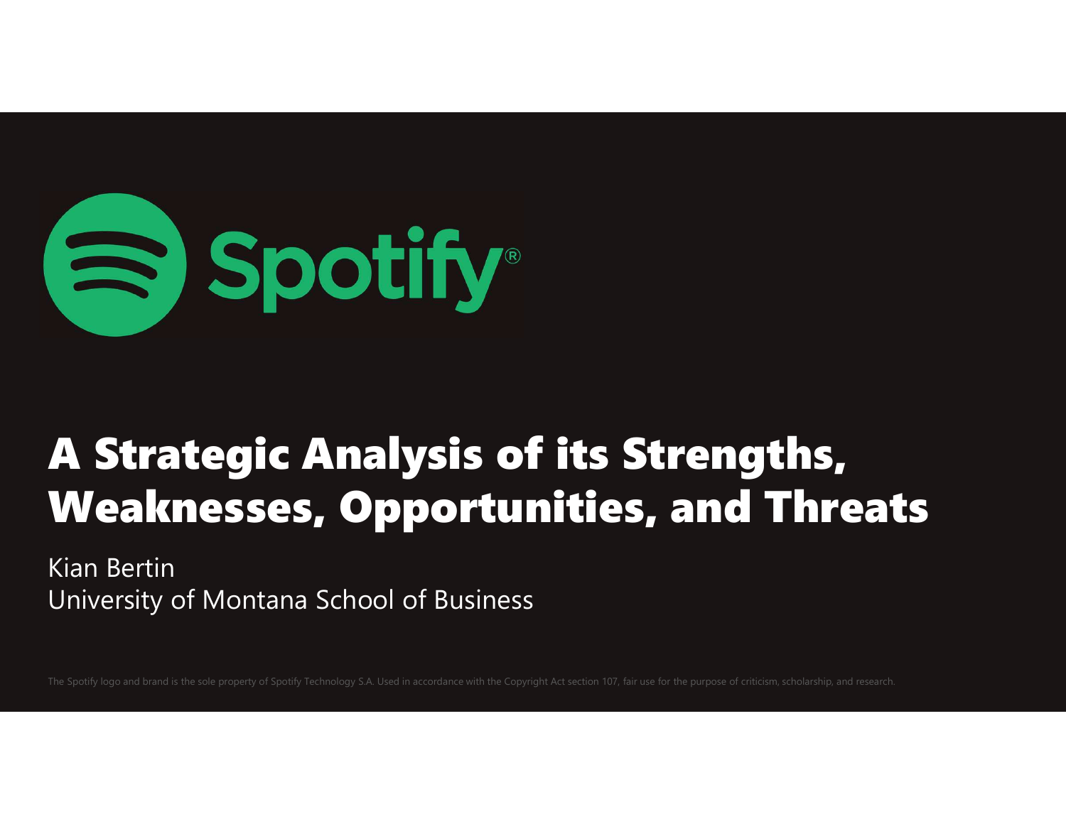Spotify®

# A Strategic Analysis of its Strengths, Weaknesses, Opportunities, and Threats

Kian Bertin
University of Montana School of Business

The Spotify logo and brand is the sole property of Spotify Technology S.A. Used in accordance with the Copyright Act section 107, fair use for the purpose of criticism, scholarship, and research.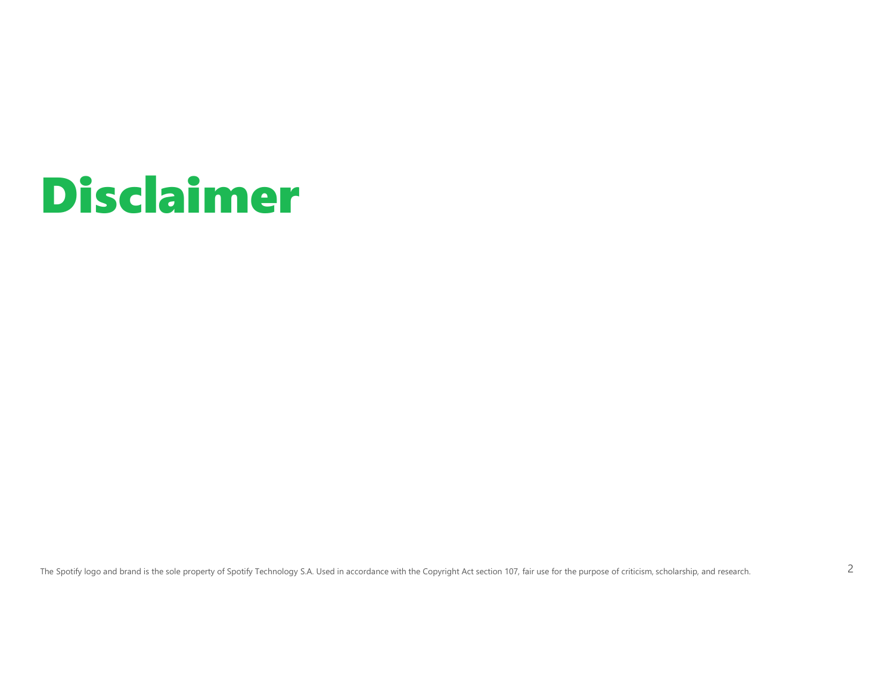# Disclaimer

The Spotify logo and brand is the sole property of Spotify Technology S.A. Used in accordance with the Copyright Act section 107, fair use for the purpose of criticism, scholarship, and research.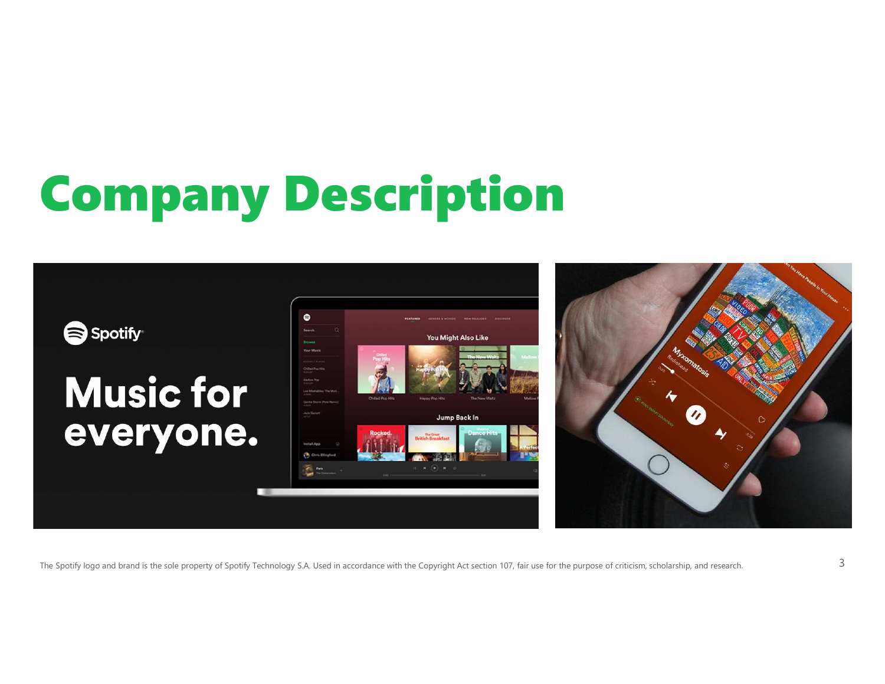# Company Description

The Spotify logo and brand is the sole property of Spotify Technology S.A. Used in accordance with the Copyright Act section 107, fair use for the purpose of criticism, scholarship, and research.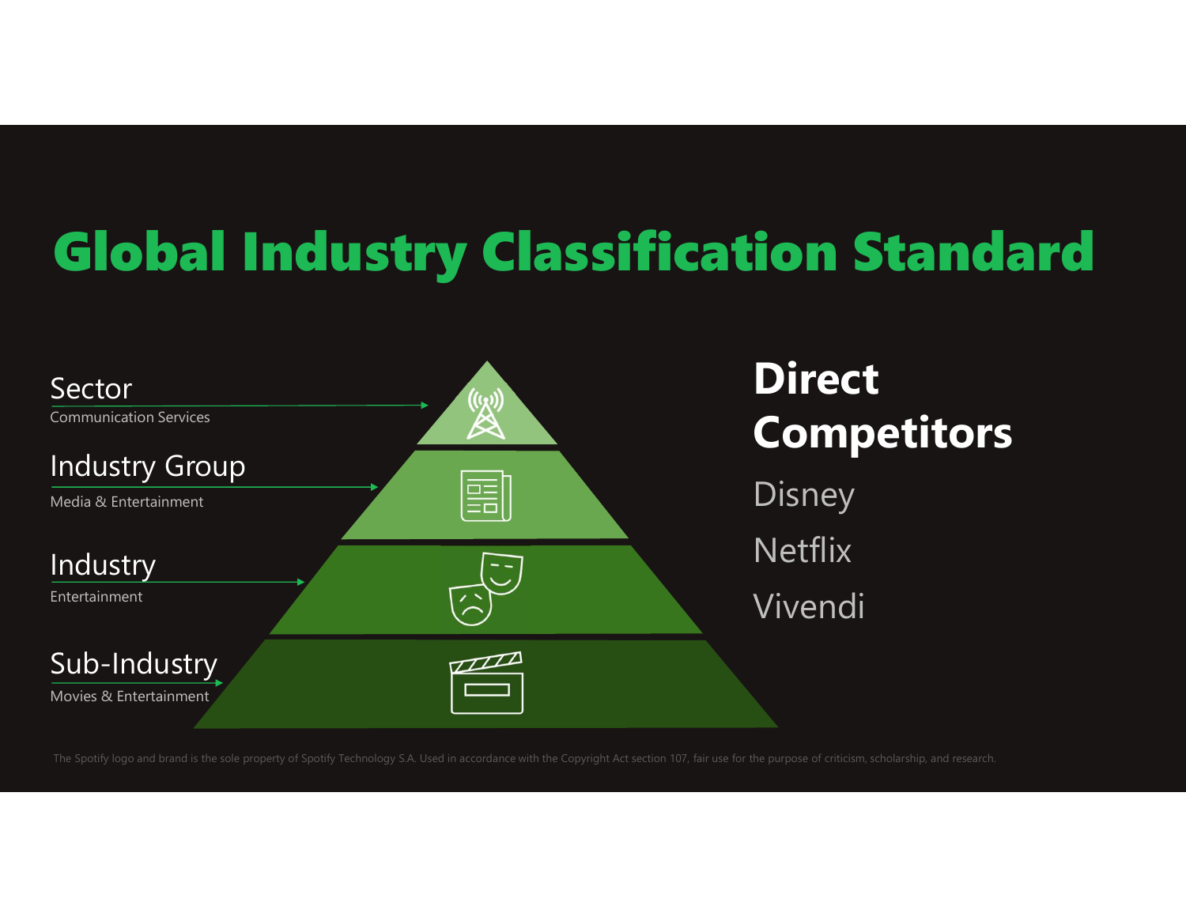# Global Industry Classification Standard

**Sector**
Communication Services

**Industry Group**
Media & Entertainment

**Industry**
Entertainment

**Sub-Industry**
Movies & Entertainment

## Direct Competitors

Disney

Netflix

Vivendi

The Spotify logo and brand is the sole property of Spotify Technology S.A. Used in accordance with the Copyright Act section 107, fair use for the purpose of criticism, scholarship, and research.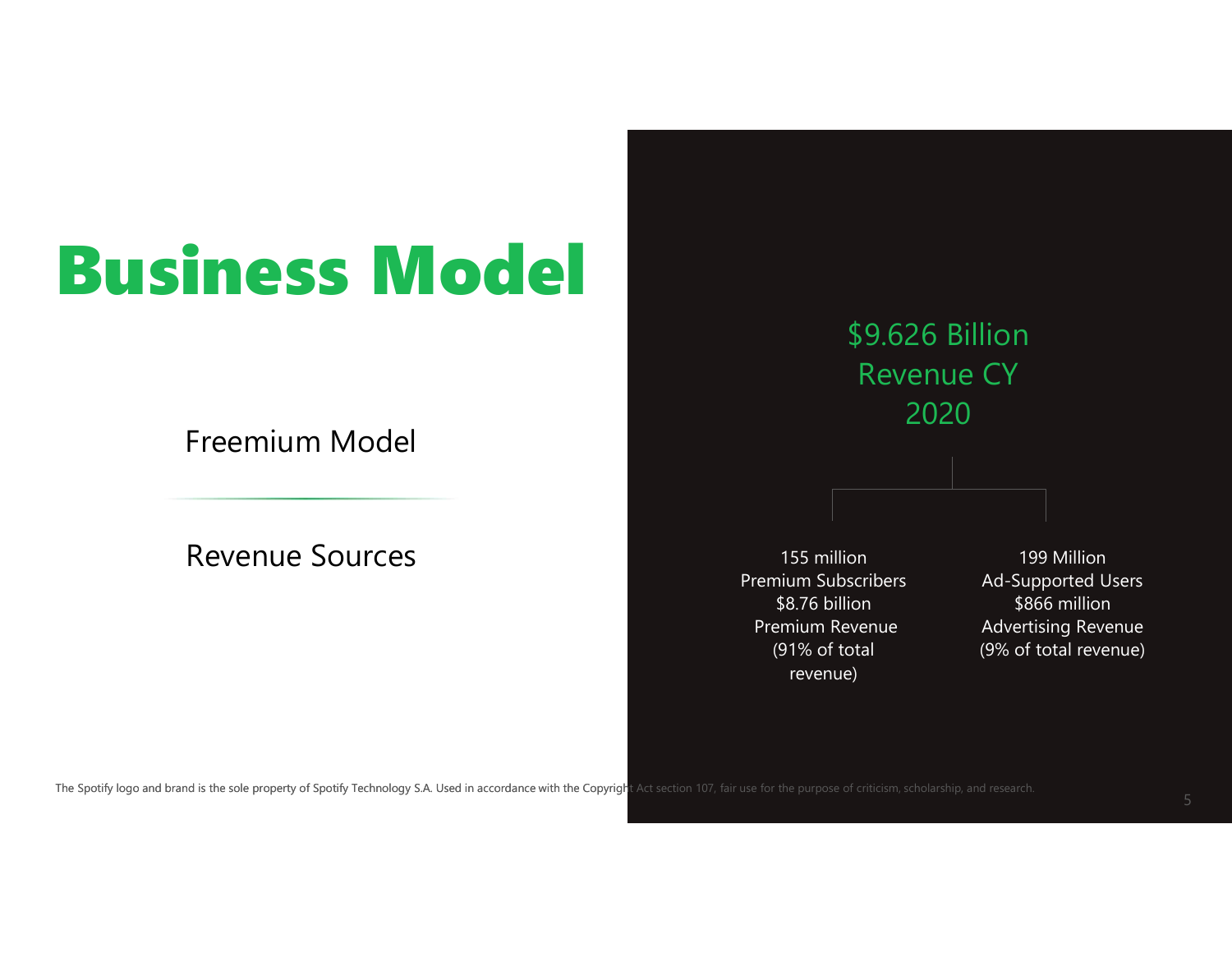# Business Model

Freemium Model

Revenue Sources

$9.626 Billion Revenue CY 2020

- 155 million Premium Subscribers
  $8.76 billion Premium Revenue (91% of total revenue)
- 199 Million Ad-Supported Users
  $866 million Advertising Revenue (9% of total revenue)

The Spotify logo and brand is the sole property of Spotify Technology S.A. Used in accordance with the Copyright Act section 107, fair use for the purpose of criticism, scholarship, and research.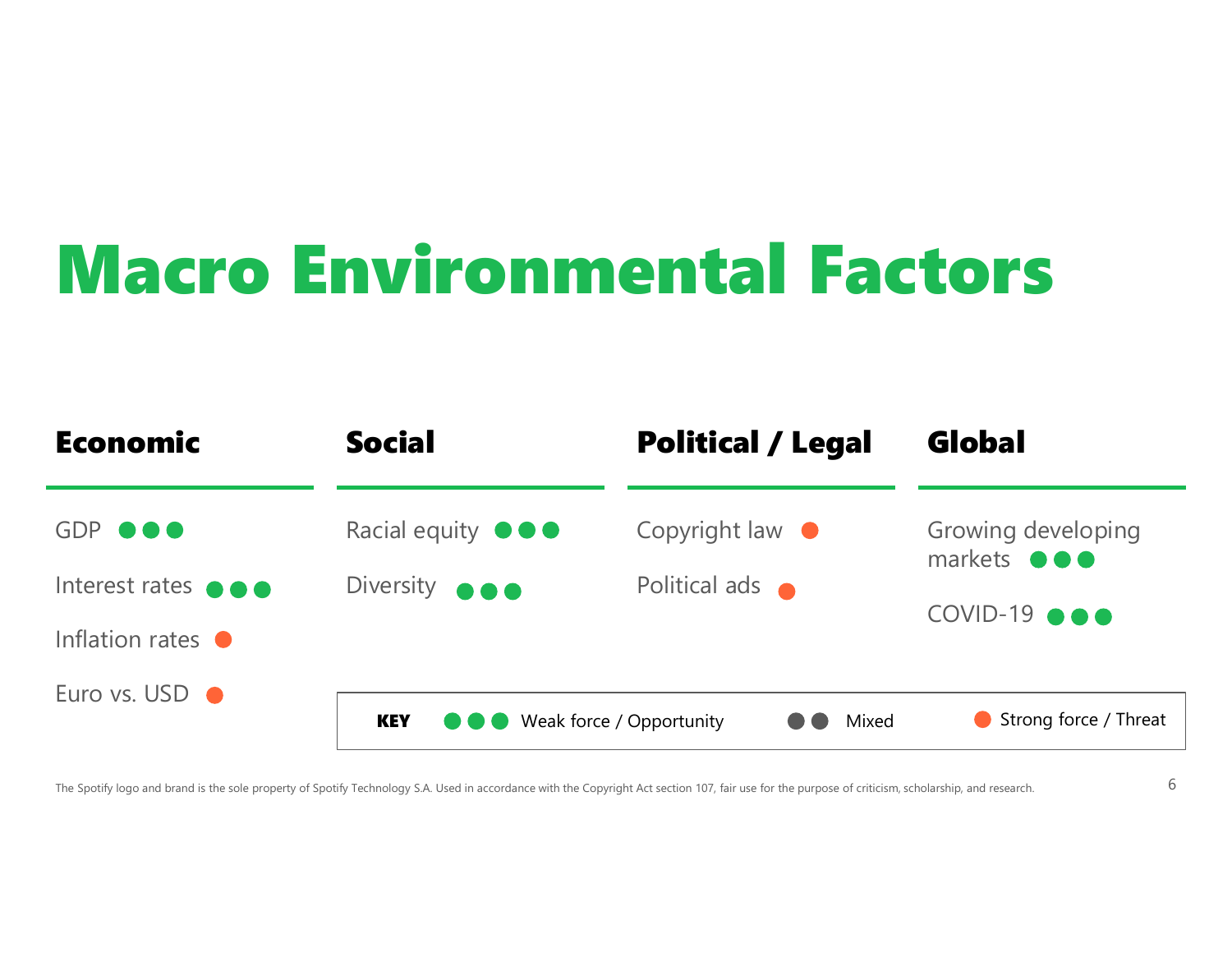# Macro Environmental Factors

### Economic

- GDP ●●● (Weak force / Opportunity)
- Interest rates ●●● (Weak force / Opportunity)
- Inflation rates ● (Strong force / Threat)
- Euro vs. USD ● (Strong force / Threat)

### Social

- Racial equity ●●● (Weak force / Opportunity)
- Diversity ●●● (Weak force / Opportunity)

### Political / Legal

- Copyright law ● (Strong force / Threat)
- Political ads ● (Strong force / Threat)

### Global

- Growing developing markets ●●● (Weak force / Opportunity)
- COVID-19 ●●● (Weak force / Opportunity)

**KEY**

| Symbol | Meaning |
| --- | --- |
| ●●● | Weak force / Opportunity |
| ●● | Mixed |
| ● | Strong force / Threat |

The Spotify logo and brand is the sole property of Spotify Technology S.A. Used in accordance with the Copyright Act section 107, fair use for the purpose of criticism, scholarship, and research.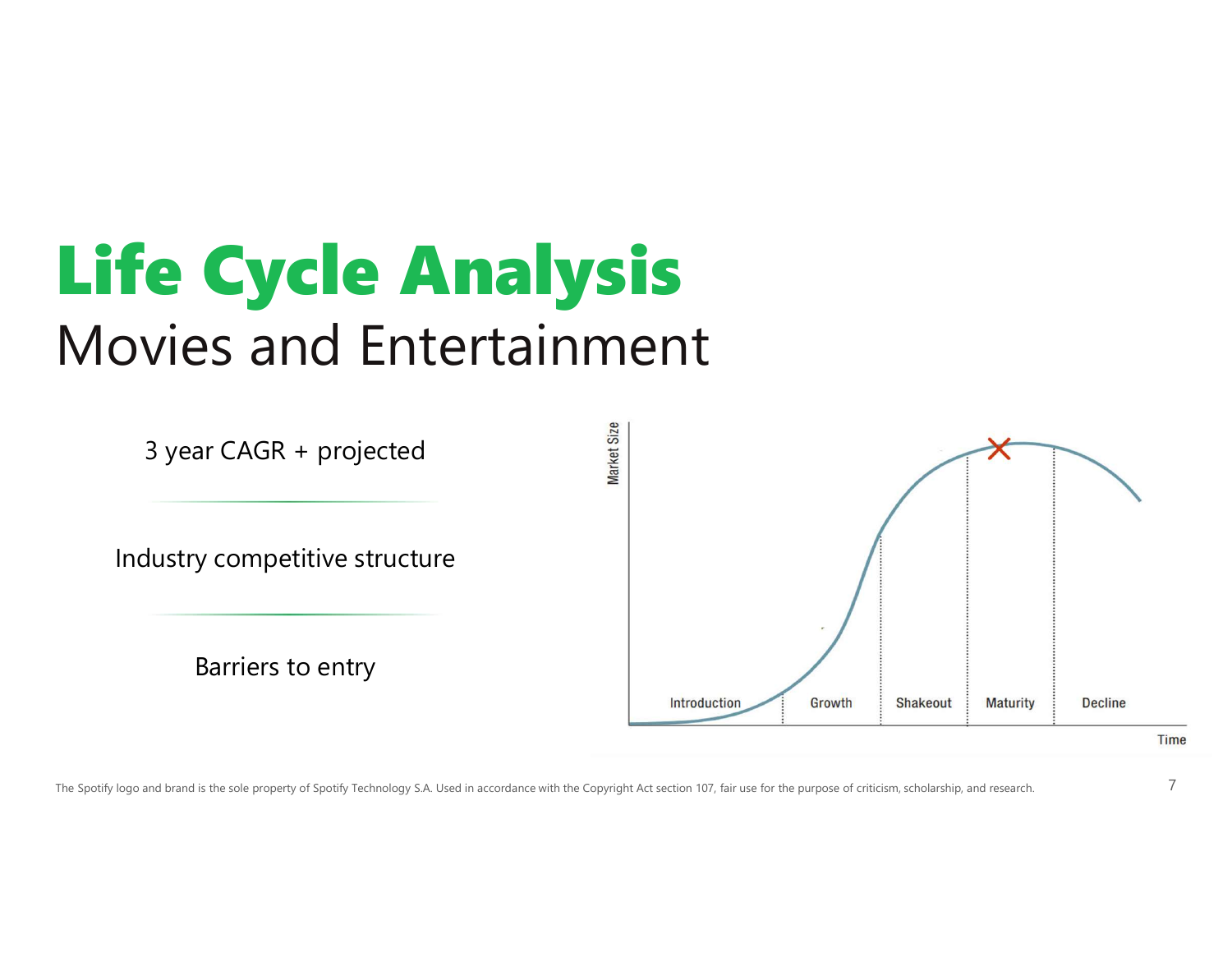# Life Cycle Analysis

## Movies and Entertainment

3 year CAGR + projected

Industry competitive structure

Barriers to entry

Market Size

Introduction | Growth | Shakeout | Maturity | Decline

Time

The Spotify logo and brand is the sole property of Spotify Technology S.A. Used in accordance with the Copyright Act section 107, fair use for the purpose of criticism, scholarship, and research.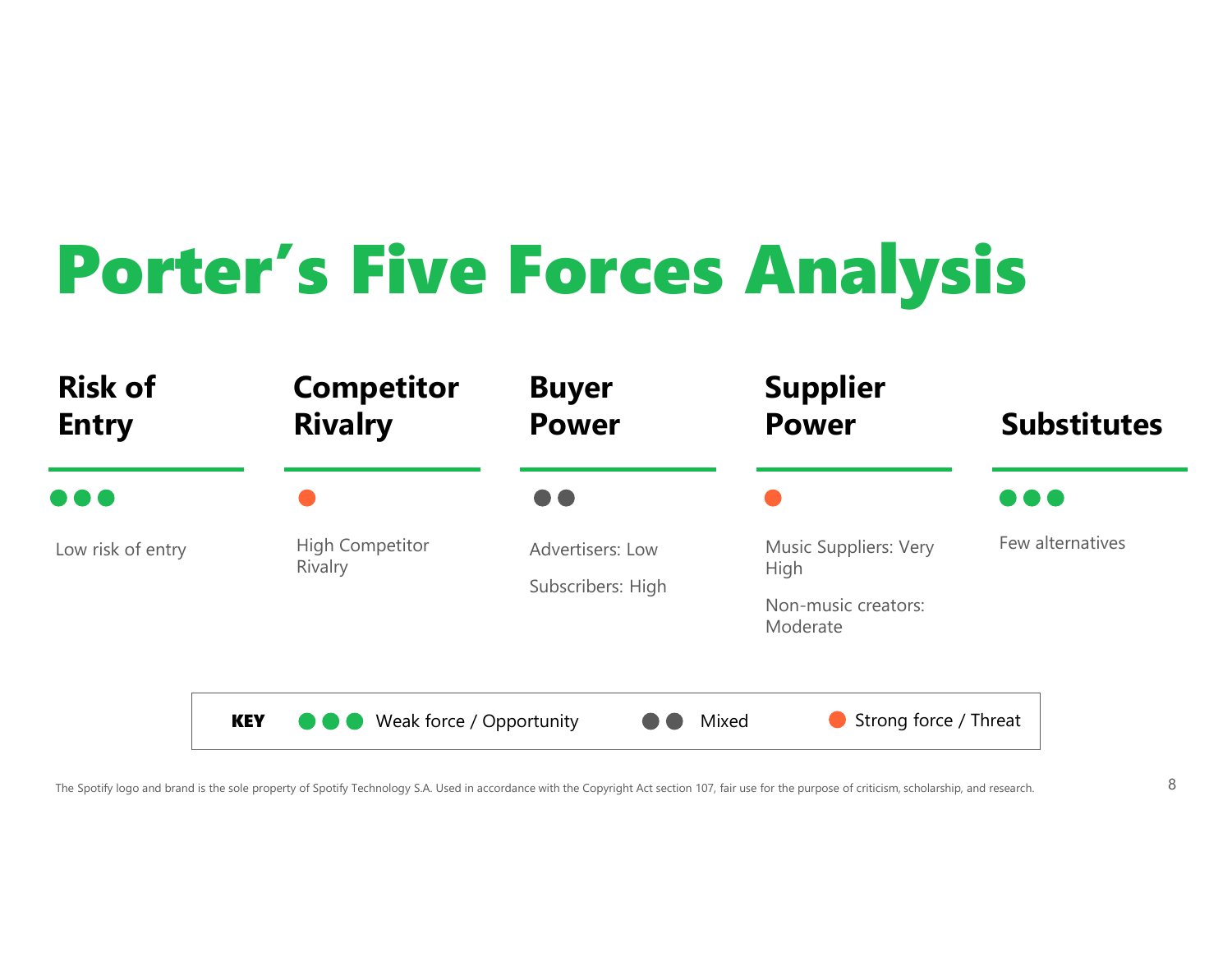# Porter's Five Forces Analysis

| Risk of Entry | Competitor Rivalry | Buyer Power | Supplier Power | Substitutes |
|---|---|---|---|---|
| ●●● | ● | ●● | ● | ●●● |
| Low risk of entry | High Competitor Rivalry | Advertisers: Low<br><br>Subscribers: High | Music Suppliers: Very High<br><br>Non-music creators: Moderate | Few alternatives |

**KEY** ●●● Weak force / Opportunity ●● Mixed ● Strong force / Threat

The Spotify logo and brand is the sole property of Spotify Technology S.A. Used in accordance with the Copyright Act section 107, fair use for the purpose of criticism, scholarship, and research.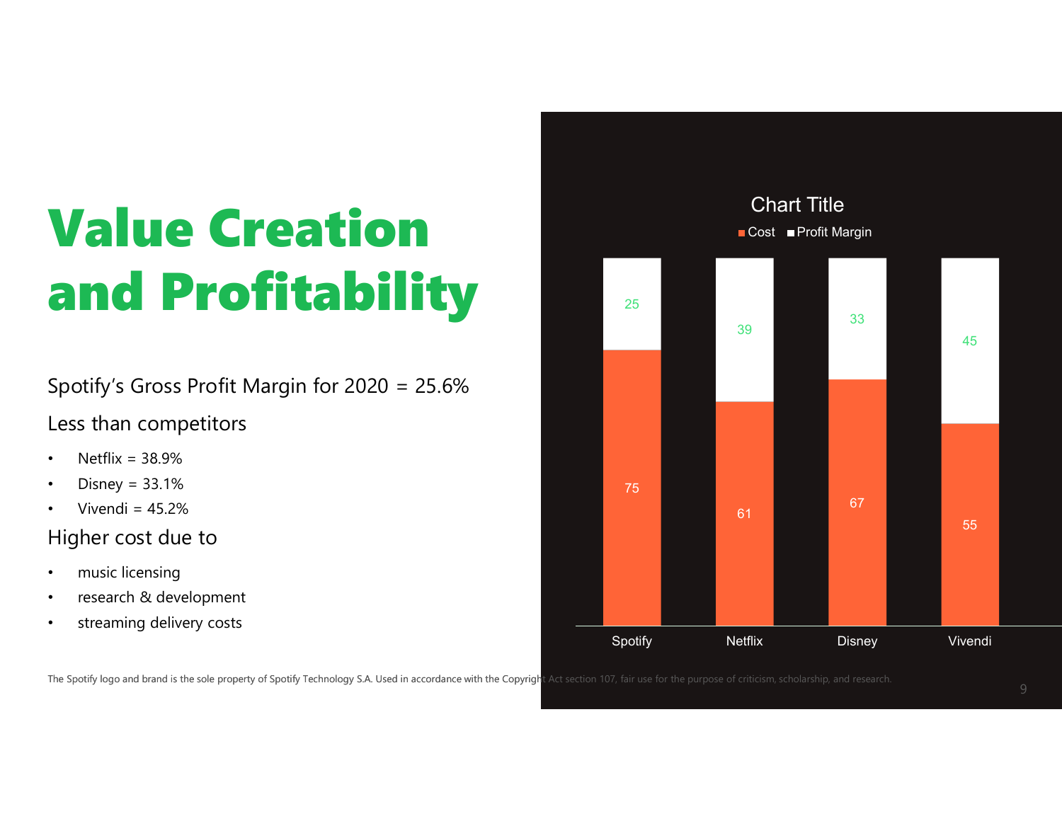# Value Creation and Profitability

Spotify's Gross Profit Margin for 2020 = 25.6%

Less than competitors

- Netflix = 38.9%
- Disney = 33.1%
- Vivendi = 45.2%

Higher cost due to

- music licensing
- research & development
- streaming delivery costs

Chart Title

| | Spotify | Netflix | Disney | Vivendi |
|---|---|---|---|---|
| Cost | 75 | 61 | 67 | 55 |
| Profit Margin | 25 | 39 | 33 | 45 |

The Spotify logo and brand is the sole property of Spotify Technology S.A. Used in accordance with the Copyright Act section 107, fair use for the purpose of criticism, scholarship, and research.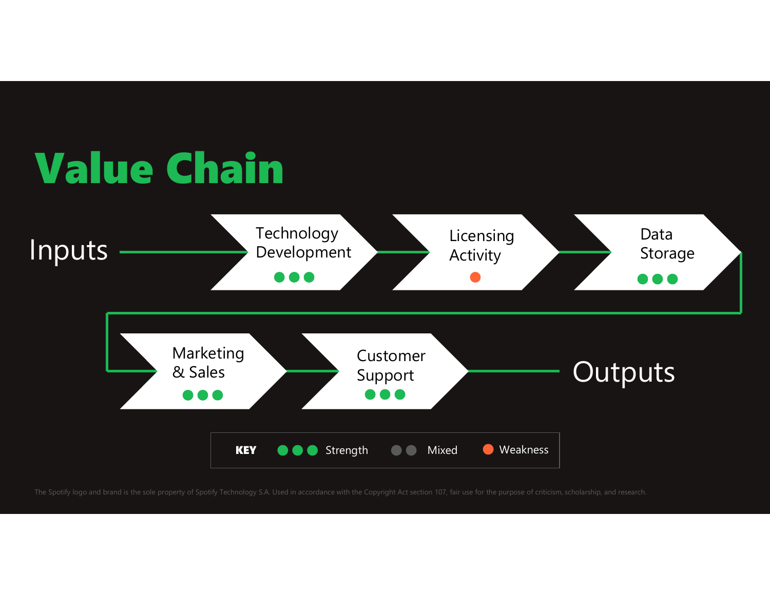# Value Chain

Inputs → Technology Development (●●● Strength) → Licensing Activity (● Weakness) → Data Storage (●●● Strength) → Marketing & Sales (●●● Strength) → Customer Support (●●● Strength) → Outputs

**KEY**

- ●●● Strength
- ●● Mixed
- ● Weakness

The Spotify logo and brand is the sole property of Spotify Technology S.A. Used in accordance with the Copyright Act section 107, fair use for the purpose of criticism, scholarship, and research.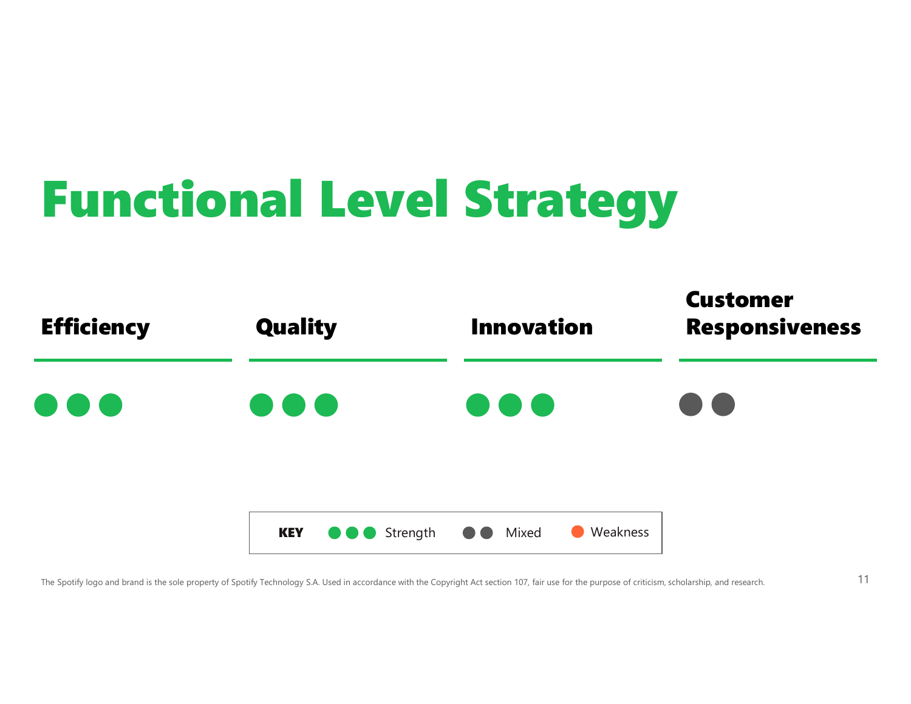# Functional Level Strategy

| Efficiency | Quality | Innovation | Customer Responsiveness |
| --- | --- | --- | --- |
| ●●● | ●●● | ●●● | ●● |

**KEY** ●●● Strength ●● Mixed ● Weakness

The Spotify logo and brand is the sole property of Spotify Technology S.A. Used in accordance with the Copyright Act section 107, fair use for the purpose of criticism, scholarship, and research.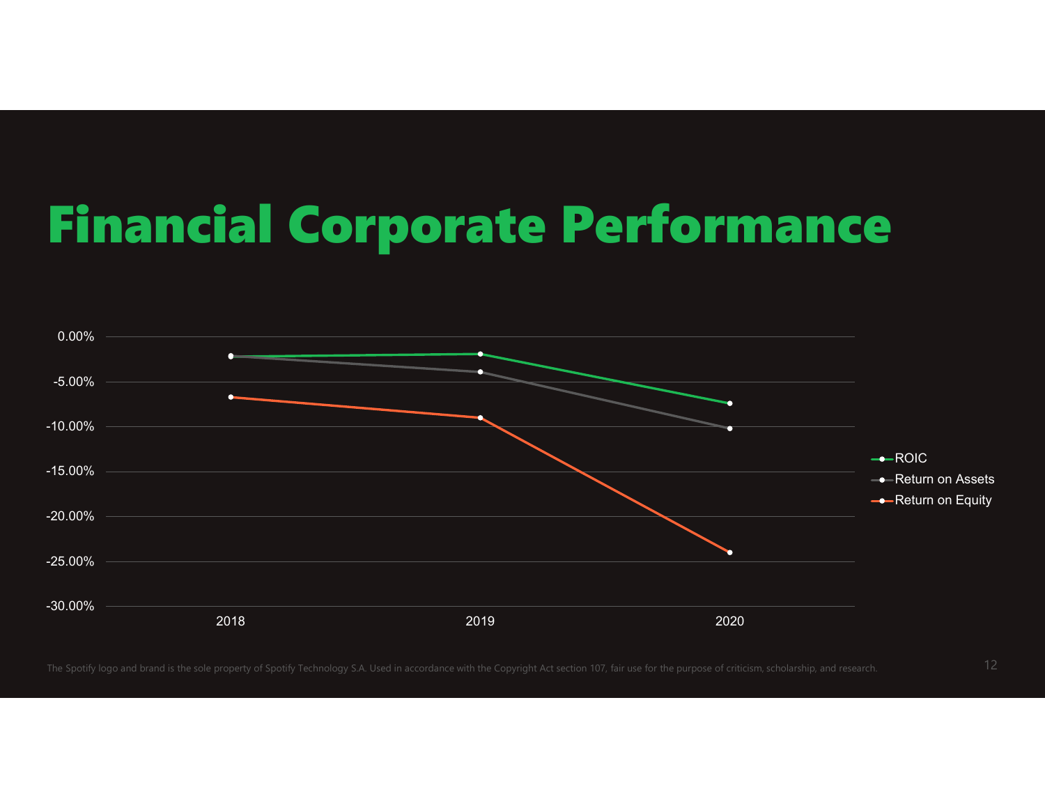# Financial Corporate Performance

0.00%

-5.00%

-10.00%

-15.00%

-20.00%

-25.00%

-30.00%

2018 2019 2020

ROIC

Return on Assets

Return on Equity

The Spotify logo and brand is the sole property of Spotify Technology S.A. Used in accordance with the Copyright Act section 107, fair use for the purpose of criticism, scholarship, and research.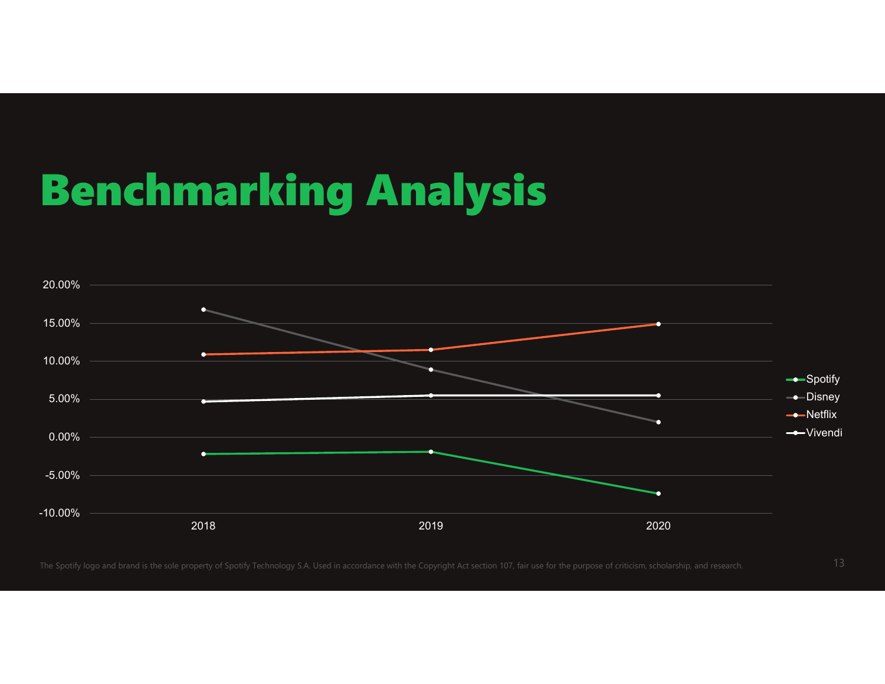# Benchmarking Analysis

20.00%
15.00%
10.00%
5.00%
0.00%
-5.00%
-10.00%

2018 2019 2020

Spotify
Disney
Netflix
Vivendi

The Spotify logo and brand is the sole property of Spotify Technology S.A. Used in accordance with the Copyright Act section 107, fair use for the purpose of criticism, scholarship, and research.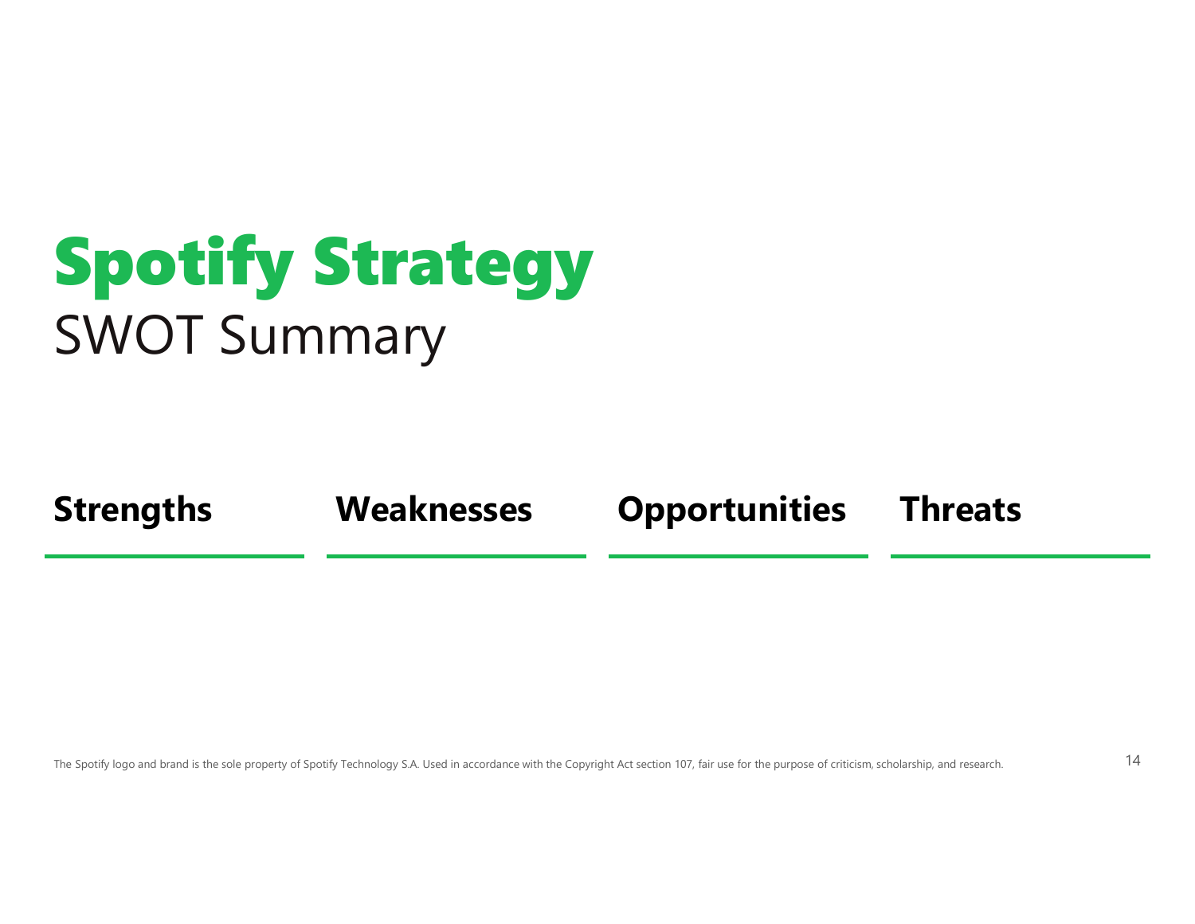# Spotify Strategy

## SWOT Summary

| Strengths | Weaknesses | Opportunities | Threats |
| --- | --- | --- | --- |

The Spotify logo and brand is the sole property of Spotify Technology S.A. Used in accordance with the Copyright Act section 107, fair use for the purpose of criticism, scholarship, and research.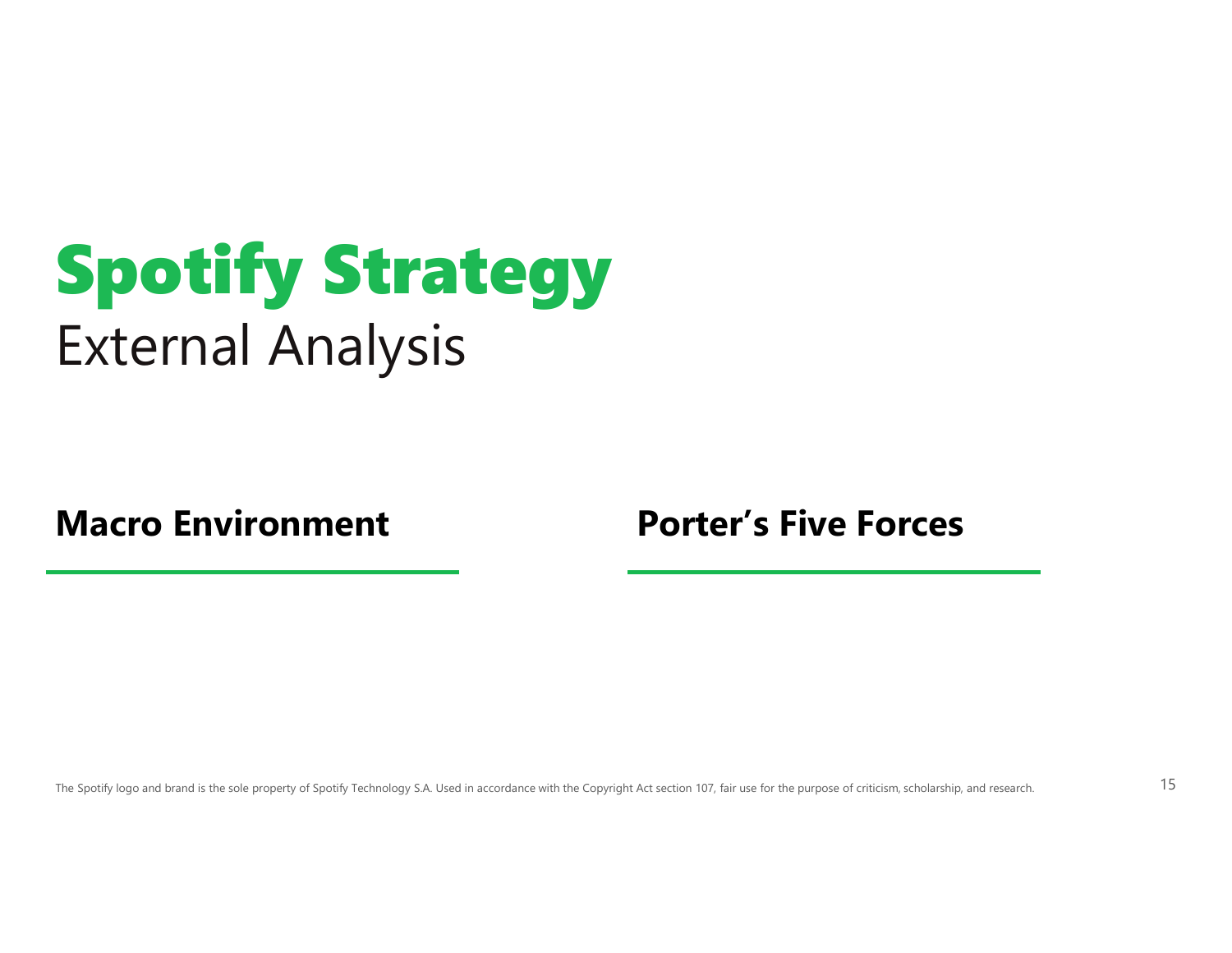# Spotify Strategy

External Analysis

**Macro Environment**

**Porter's Five Forces**

The Spotify logo and brand is the sole property of Spotify Technology S.A. Used in accordance with the Copyright Act section 107, fair use for the purpose of criticism, scholarship, and research.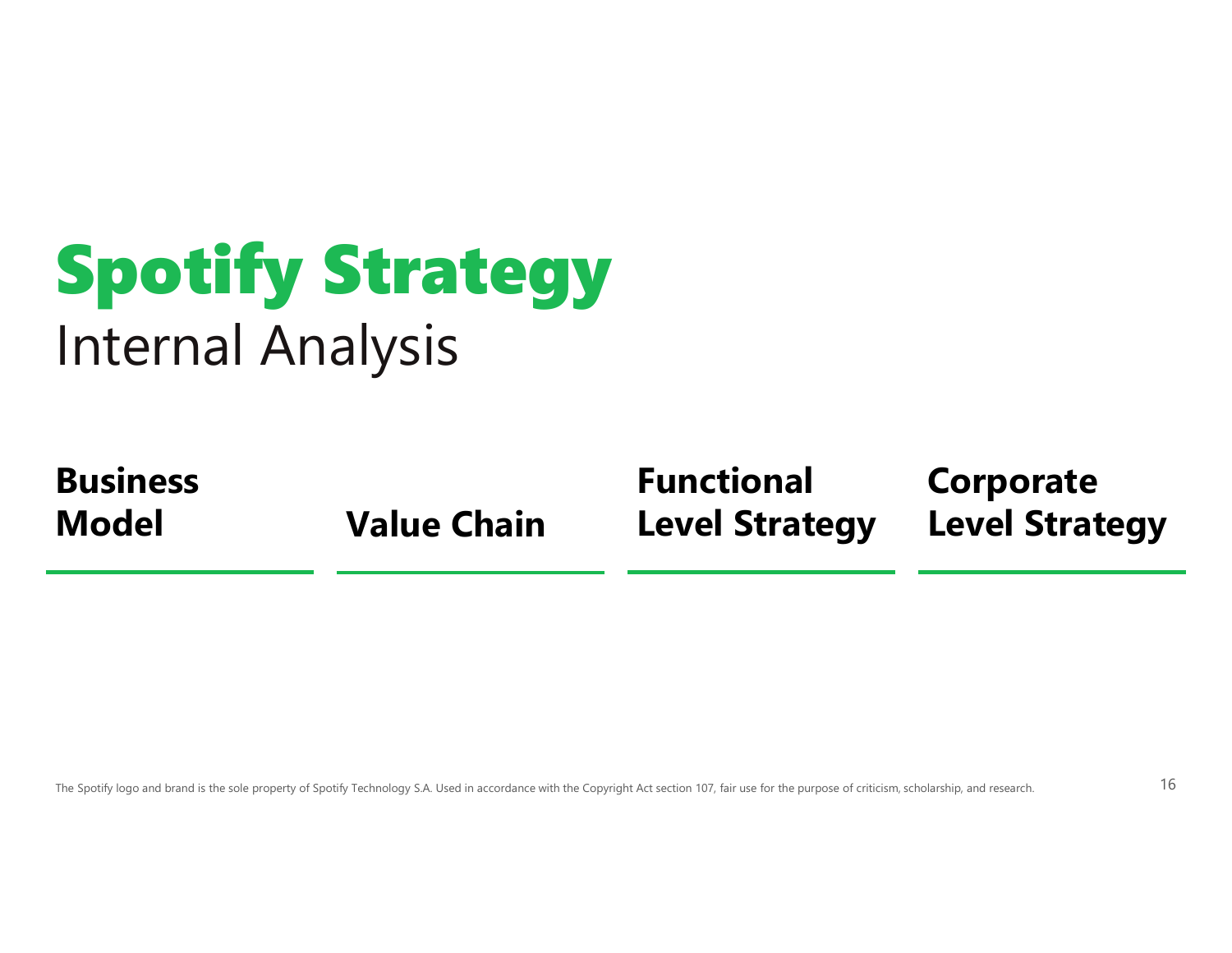# Spotify Strategy

Internal Analysis

**Business Model** | **Value Chain** | **Functional Level Strategy** | **Corporate Level Strategy**

The Spotify logo and brand is the sole property of Spotify Technology S.A. Used in accordance with the Copyright Act section 107, fair use for the purpose of criticism, scholarship, and research.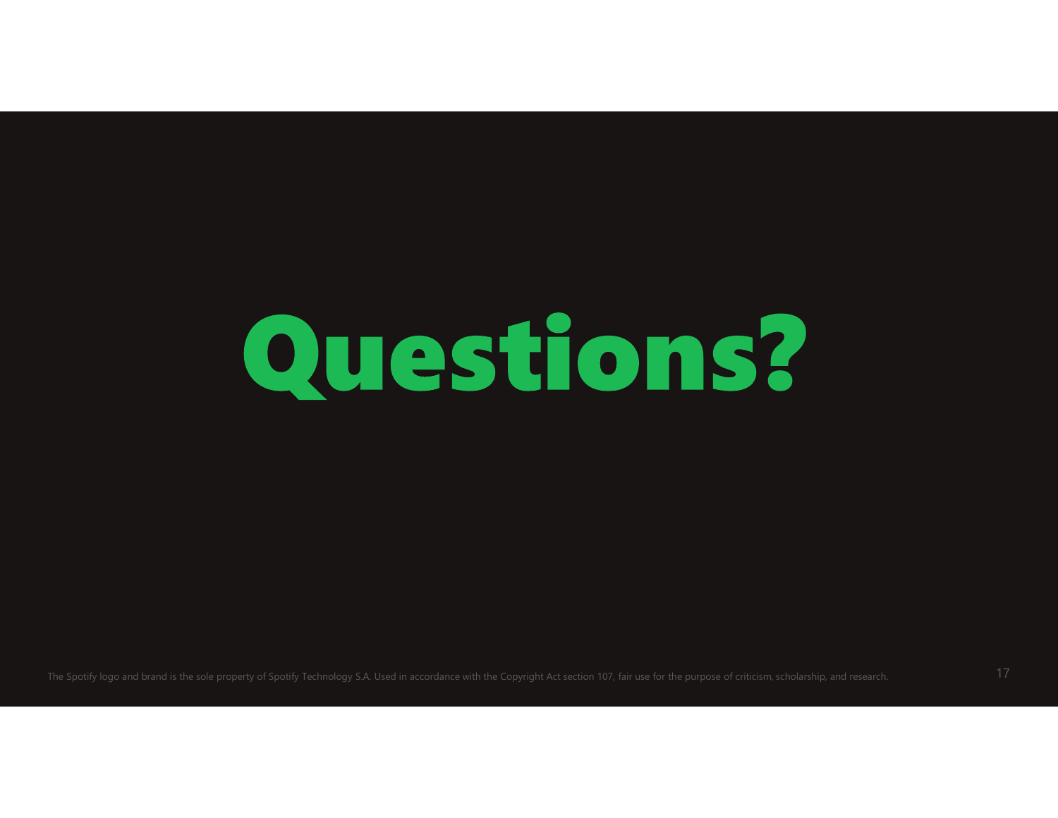# Questions?

The Spotify logo and brand is the sole property of Spotify Technology S.A. Used in accordance with the Copyright Act section 107, fair use for the purpose of criticism, scholarship, and research.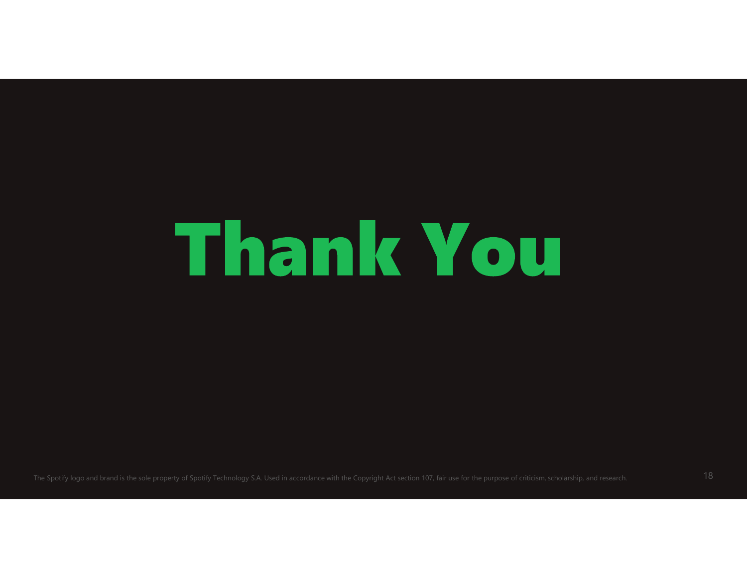# Thank You

The Spotify logo and brand is the sole property of Spotify Technology S.A. Used in accordance with the Copyright Act section 107, fair use for the purpose of criticism, scholarship, and research.